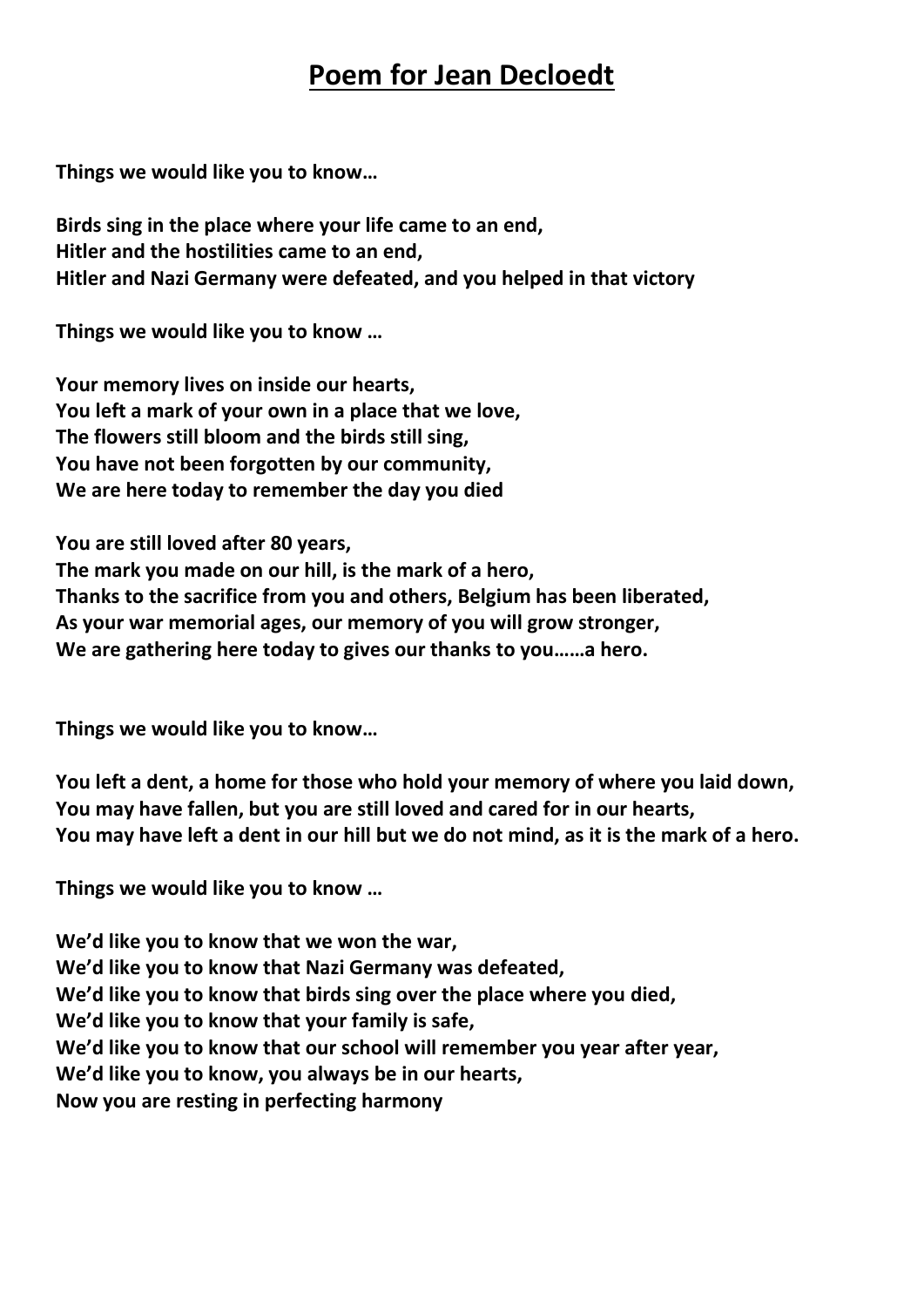# Poem for Jean Decloedt

**Things we would like you to know…**

**Birds sing in the place where your life came to an end,**
**Hitler and the hostilities came to an end,**
**Hitler and Nazi Germany were defeated, and you helped in that victory**

**Things we would like you to know …**

**Your memory lives on inside our hearts,**
**You left a mark of your own in a place that we love,**
**The flowers still bloom and the birds still sing,**
**You have not been forgotten by our community,**
**We are here today to remember the day you died**

**You are still loved after 80 years,**
**The mark you made on our hill, is the mark of a hero,**
**Thanks to the sacrifice from you and others, Belgium has been liberated,**
**As your war memorial ages, our memory of you will grow stronger,**
**We are gathering here today to gives our thanks to you……a hero.**

**Things we would like you to know…**

**You left a dent, a home for those who hold your memory of where you laid down,**
**You may have fallen, but you are still loved and cared for in our hearts,**
**You may have left a dent in our hill but we do not mind, as it is the mark of a hero.**

**Things we would like you to know …**

**We'd like you to know that we won the war,**
**We'd like you to know that Nazi Germany was defeated,**
**We'd like you to know that birds sing over the place where you died,**
**We'd like you to know that your family is safe,**
**We'd like you to know that our school will remember you year after year,**
**We'd like you to know, you always be in our hearts,**
**Now you are resting in perfecting harmony**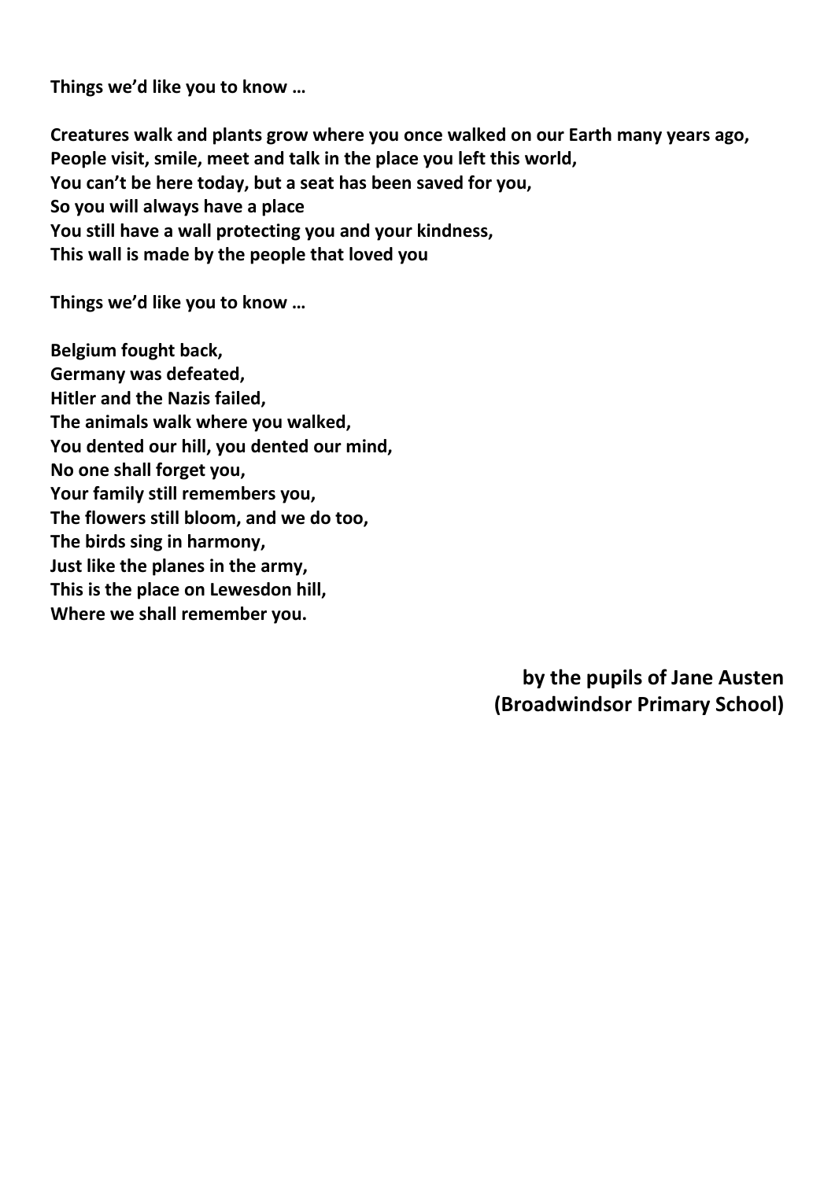**Things we'd like you to know …**

**Creatures walk and plants grow where you once walked on our Earth many years ago,**
**People visit, smile, meet and talk in the place you left this world,**
**You can't be here today, but a seat has been saved for you,**
**So you will always have a place**
**You still have a wall protecting you and your kindness,**
**This wall is made by the people that loved you**

**Things we'd like you to know …**

**Belgium fought back,**
**Germany was defeated,**
**Hitler and the Nazis failed,**
**The animals walk where you walked,**
**You dented our hill, you dented our mind,**
**No one shall forget you,**
**Your family still remembers you,**
**The flowers still bloom, and we do too,**
**The birds sing in harmony,**
**Just like the planes in the army,**
**This is the place on Lewesdon hill,**
**Where we shall remember you.**

**by the pupils of Jane Austen**
**(Broadwindsor Primary School)**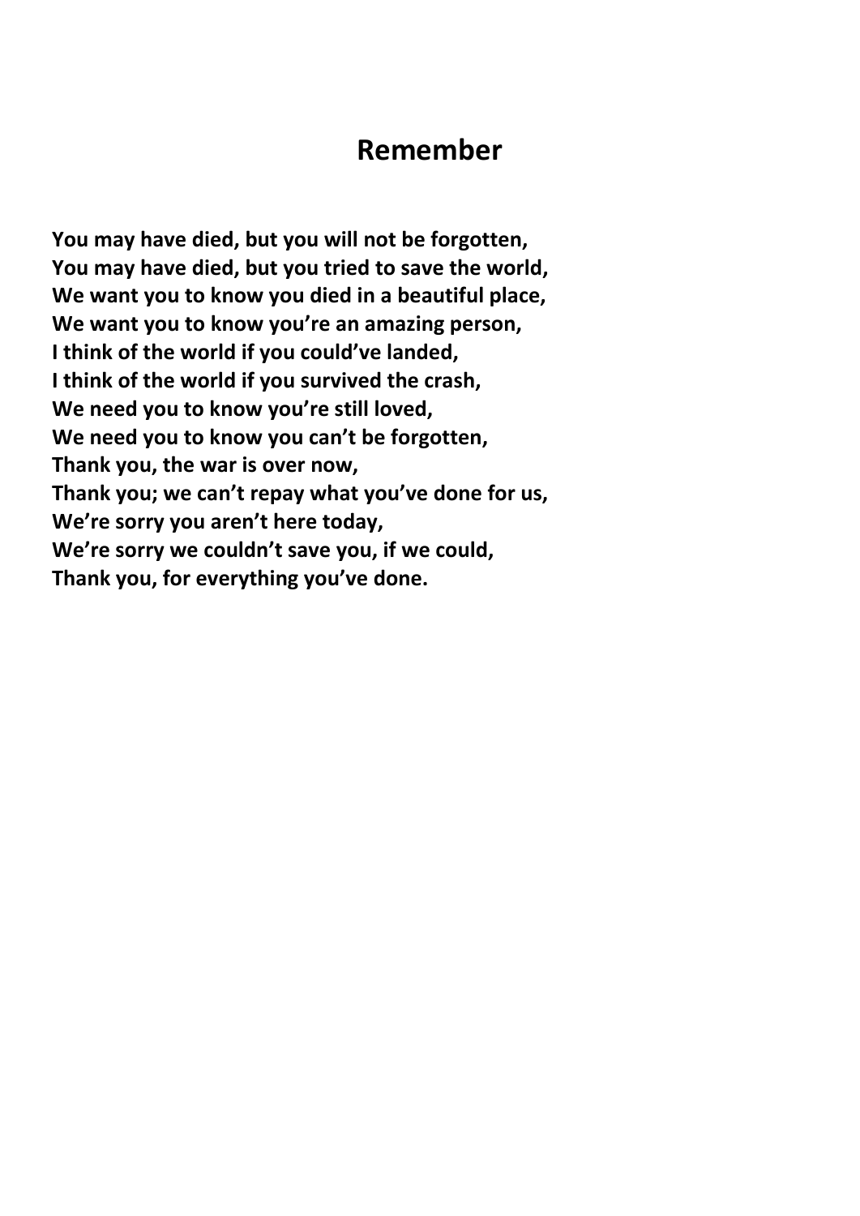# Remember

**You may have died, but you will not be forgotten,**
**You may have died, but you tried to save the world,**
**We want you to know you died in a beautiful place,**
**We want you to know you're an amazing person,**
**I think of the world if you could've landed,**
**I think of the world if you survived the crash,**
**We need you to know you're still loved,**
**We need you to know you can't be forgotten,**
**Thank you, the war is over now,**
**Thank you; we can't repay what you've done for us,**
**We're sorry you aren't here today,**
**We're sorry we couldn't save you, if we could,**
**Thank you, for everything you've done.**